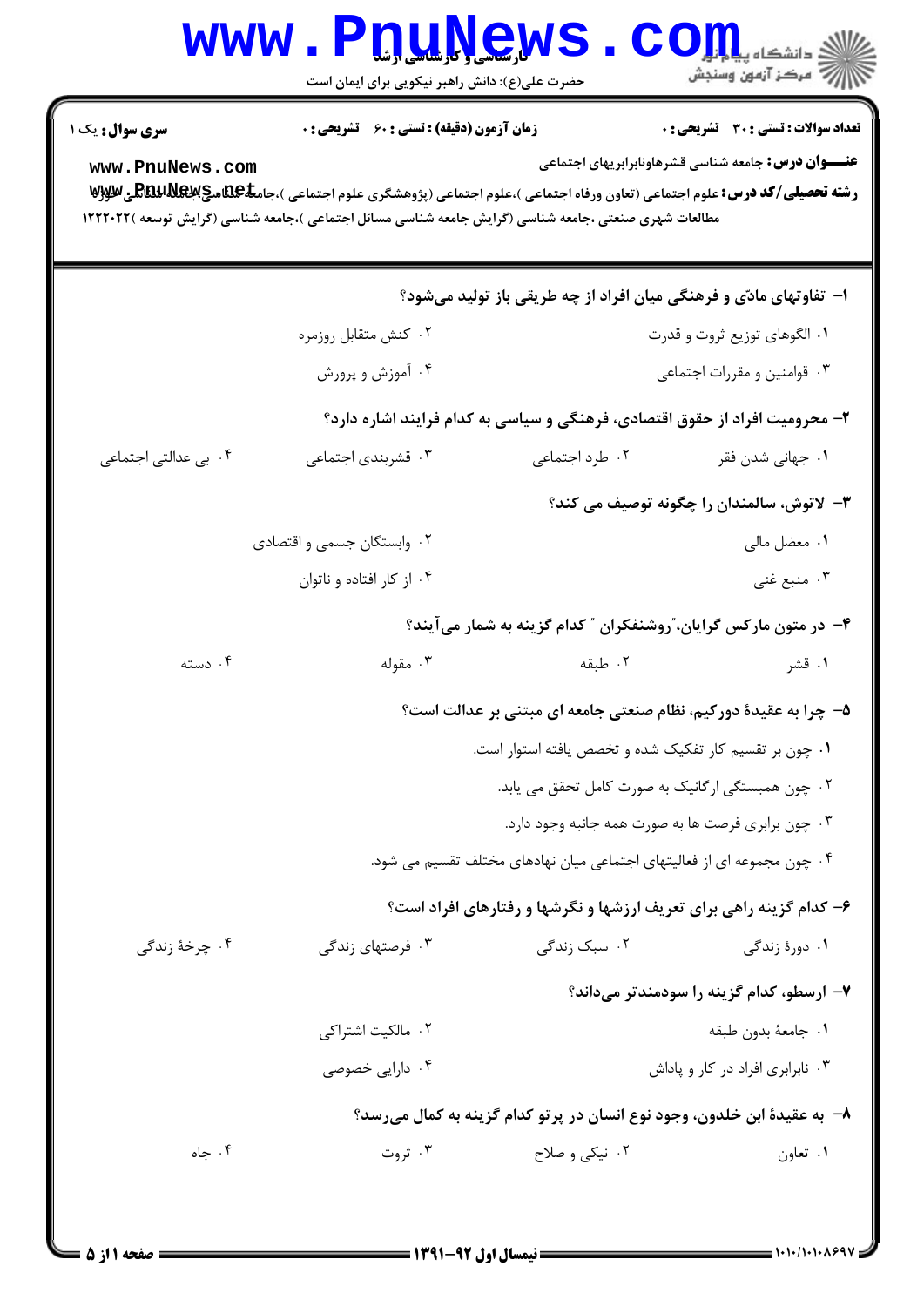**سری سوال:** یک ۱

**زمان آزمون (دقیقه) : تستی : ۶۰ تشریحی : ۰**

**تعداد سوالات : تستی : ۳۰ تشریحی : ۰**

**عنـــوان درس:** جامعه شناسی قشرهاونابرابریهای اجتماعی

**رشته تحصیلی/کد درس:** علوم اجتماعی (تعاون ورفاه اجتماعی )،علوم اجتماعی (پژوهشگری علوم اجتماعی )،جامعه شناسی (جامعه شناسی )،علوم اجتماعی (پژوهشگری علوم اجتماعی )،مطالعات شهری صنعتی ،جامعه شناسی (گرایش جامعه شناسی مسائل اجتماعی )،جامعه شناسی (گرایش توسعه )۱۲۲۲۰۲۲

**۱- تفاوتهای مادّی و فرهنگی میان افراد از چه طریقی باز تولید می‌شود؟**

۱. الگوهای توزیع ثروت و قدرت
۲. کنش متقابل روزمره
۳. قوانین و مقررات اجتماعی
۴. آموزش و پرورش

**۲- محرومیت افراد از حقوق اقتصادی، فرهنگی و سیاسی به کدام فرایند اشاره دارد؟**

۱. جهانی شدن فقر
۲. طرد اجتماعی
۳. قشربندی اجتماعی
۴. بی عدالتی اجتماعی

**۳- لاتوش، سالمندان را چگونه توصیف می کند؟**

۱. معضل مالی
۲. وابستگان جسمی و اقتصادی
۳. منبع غنی
۴. از کار افتاده و ناتوان

**۴- در متون مارکس گرایان،"روشنفکران " کدام گزینه به شمار می‌آیند؟**

۱. قشر
۲. طبقه
۳. مقوله
۴. دسته

**۵- چرا به عقیدهٔ دورکیم، نظام صنعتی جامعه ای مبتنی بر عدالت است؟**

۱. چون بر تقسیم کار تفکیک شده و تخصص یافته استوار است.
۲. چون همبستگی ارگانیک به صورت کامل تحقق می یابد.
۳. چون برابری فرصت ها به صورت همه جانبه وجود دارد.
۴. چون مجموعه ای از فعالیتهای اجتماعی میان نهادهای مختلف تقسیم می شود.

**۶- کدام گزینه راهی برای تعریف ارزشها و نگرشها و رفتارهای افراد است؟**

۱. دورهٔ زندگی
۲. سبک زندگی
۳. فرصتهای زندگی
۴. چرخهٔ زندگی

**۷- ارسطو، کدام گزینه را سودمندتر می‌داند؟**

۱. جامعهٔ بدون طبقه
۲. مالکیت اشتراکی
۳. نابرابری افراد در کار و پاداش
۴. دارایی خصوصی

**۸- به عقیدهٔ ابن خلدون، وجود نوع انسان در پرتو کدام گزینه به کمال می‌رسد؟**

۱. تعاون
۲. نیکی و صلاح
۳. ثروت
۴. جاه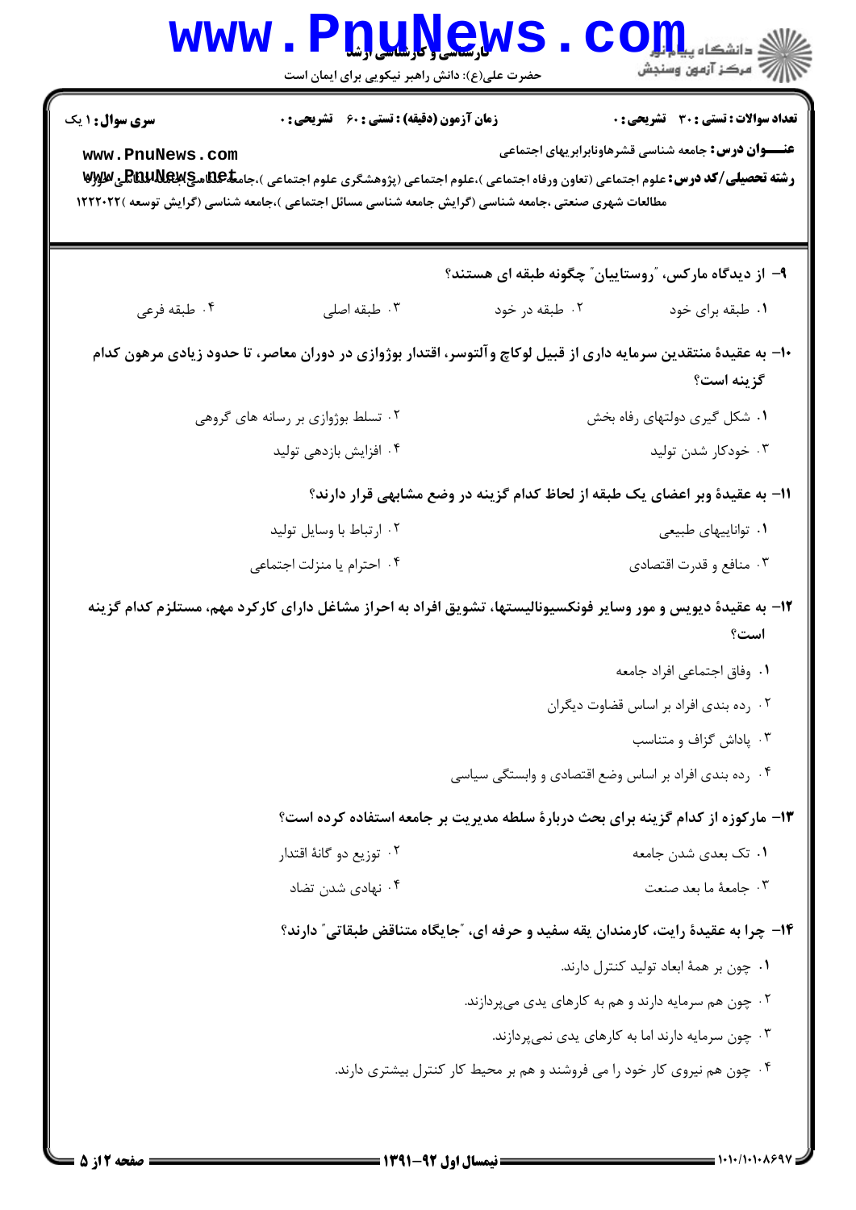**سری سوال:** ۱ یک　　**زمان آزمون (دقیقه) : تستی : ۶۰ تشریحی : ۰**　　**تعداد سوالات : تستی : ۳۰ تشریحی : ۰**

**عنـــوان درس:** جامعه شناسی قشرهاونابرابریهای اجتماعی

**رشته تحصیلی/کد درس:** علوم اجتماعی (تعاون ورفاه اجتماعی )،علوم اجتماعی (پژوهشگری علوم اجتماعی )،جامعه شناسی (گرایش مطالعات شهری صنعتی ،جامعه شناسی (گرایش جامعه شناسی مسائل اجتماعی )،جامعه شناسی (گرایش توسعه )۱۲۲۲۰۲۲

**۹- از دیدگاه مارکس، "روستاییان" چگونه طبقه ای هستند؟**

۱. طبقه برای خود　　۲. طبقه در خود　　۳. طبقه اصلی　　۴. طبقه فرعی

**۱۰- به عقیدهٔ منتقدین سرمایه داری از قبیل لوکاچ وآلتوسر، اقتدار بوژوازی در دوران معاصر، تا حدود زیادی مرهون کدام گزینه است؟**

۱. شکل گیری دولتهای رفاه بخش
۲. تسلط بوژوازی بر رسانه های گروهی
۳. خودکار شدن تولید
۴. افزایش بازدهی تولید

**۱۱- به عقیدهٔ وبر اعضای یک طبقه از لحاظ کدام گزینه در وضع مشابهی قرار دارند؟**

۱. تواناییهای طبیعی
۲. ارتباط با وسایل تولید
۳. منافع و قدرت اقتصادی
۴. احترام یا منزلت اجتماعی

**۱۲- به عقیدهٔ دیویس و مور وسایر فونکسیونالیستها، تشویق افراد به احراز مشاغل دارای کارکرد مهم، مستلزم کدام گزینه است؟**

۱. وفاق اجتماعی افراد جامعه
۲. رده بندی افراد بر اساس قضاوت دیگران
۳. پاداش گزاف و متناسب
۴. رده بندی افراد بر اساس وضع اقتصادی و وابستگی سیاسی

**۱۳- مارکوزه از کدام گزینه برای بحث دربارهٔ سلطه مدیریت بر جامعه استفاده کرده است؟**

۱. تک بعدی شدن جامعه
۲. توزیع دو گانهٔ اقتدار
۳. جامعهٔ ما بعد صنعت
۴. نهادی شدن تضاد

**۱۴- چرا به عقیدهٔ رایت، کارمندان یقه سفید و حرفه ای، "جایگاه متناقض طبقاتی" دارند؟**

۱. چون بر همهٔ ابعاد تولید کنترل دارند.
۲. چون هم سرمایه دارند و هم به کارهای یدی می‌پردازند.
۳. چون سرمایه دارند اما به کارهای یدی نمی‌پردازند.
۴. چون هم نیروی کار خود را می فروشند و هم بر محیط کار کنترل بیشتری دارند.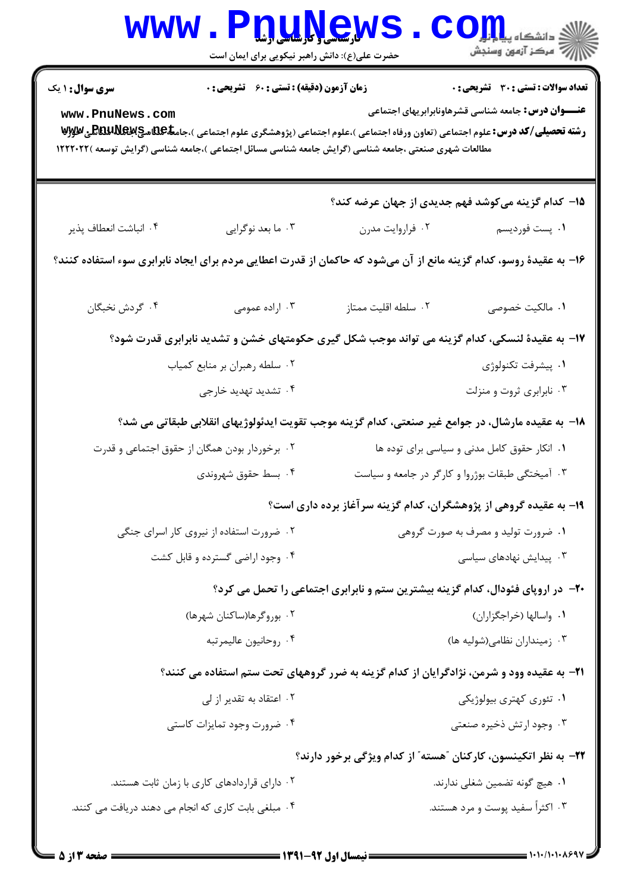**سری سوال:** ۱ یک　　**زمان آزمون (دقیقه) : تستی : ۶۰ تشریحی : ۰**　　**تعداد سوالات : تستی : ۳۰ تشریحی : ۰**

**عنـــوان درس:** جامعه شناسی قشرهاونابرابریهای اجتماعی

**رشته تحصیلی/کد درس:** علوم اجتماعی (تعاون ورفاه اجتماعی )،علوم اجتماعی (پژوهشگری علوم اجتماعی )،جامعه شناسی (گرایش جامعه شناسی انقلاب اسلامی)،مطالعات شهری صنعتی ،جامعه شناسی (گرایش جامعه شناسی مسائل اجتماعی )،جامعه شناسی (گرایش توسعه )۱۲۲۲۰۲۲

۱۵- کدام گزینه می‌کوشد فهم جدیدی از جهان عرضه کند؟

۱. پست فوردیسم　　۲. فراروایت مدرن　　۳. ما بعد نوگرایی　　۴. انباشت انعطاف پذیر

۱۶- به عقیدهٔ روسو، کدام گزینه مانع از آن می‌شود که حاکمان از قدرت اعطایی مردم برای ایجاد نابرابری سوء استفاده کنند؟

۱. مالکیت خصوصی　　۲. سلطه اقلیت ممتاز　　۳. اراده عمومی　　۴. گردش نخبگان

۱۷- به عقیدهٔ لنسکی، کدام گزینه می تواند موجب شکل گیری حکومتهای خشن و تشدید نابرابری قدرت شود؟

۱. پیشرفت تکنولوژی　　۲. سلطه رهبران بر منابع کمیاب

۳. نابرابری ثروت و منزلت　　۴. تشدید تهدید خارجی

۱۸- به عقیده مارشال، در جوامع غیر صنعتی، کدام گزینه موجب تقویت ایدئولوژیهای انقلابی طبقاتی می شد؟

۱. انکار حقوق کامل مدنی و سیاسی برای توده ها　　۲. برخوردار بودن همگان از حقوق اجتماعی و قدرت

۳. آمیختگی طبقات بوژروا و کارگر در جامعه و سیاست　　۴. بسط حقوق شهروندی

۱۹- به عقیده گروهی از پژوهشگران، کدام گزینه سرآغاز برده داری است؟

۱. ضرورت تولید و مصرف به صورت گروهی　　۲. ضرورت استفاده از نیروی کار اسرای جنگی

۳. پیدایش نهادهای سیاسی　　۴. وجود اراضی گسترده و قابل کشت

۲۰- در اروپای فئودال، کدام گزینه بیشترین ستم و نابرابری اجتماعی را تحمل می کرد؟

۱. واسالها (خراجگزاران)　　۲. بوروگرها(ساکنان شهرها)

۳. زمینداران نظامی(شولیه ها)　　۴. روحانیون عالیمرتبه

۲۱- به عقیده وود و شرمن، نژادگرایان از کدام گزینه به ضرر گروههای تحت ستم استفاده می کنند؟

۱. تئوری کهتری بیولوژیکی　　۲. اعتقاد به تقدیر از لی

۳. وجود ارتش ذخیره صنعتی　　۴. ضرورت وجود تمایزات کاستی

۲۲- به نظر اتکینسون، کارکنان "هسته" از کدام ویژگی برخور دارند؟

۱. هیچ گونه تضمین شغلی ندارند.　　۲. دارای قراردادهای کاری با زمان ثابت هستند.

۳. اکثراً سفید پوست و مرد هستند.　　۴. مبلغی بابت کاری که انجام می دهند دریافت می کنند.

**نیمسال اول ۹۲-۱۳۹۱**　　۱۰۱۰/۱۰۱۰۸۶۹۷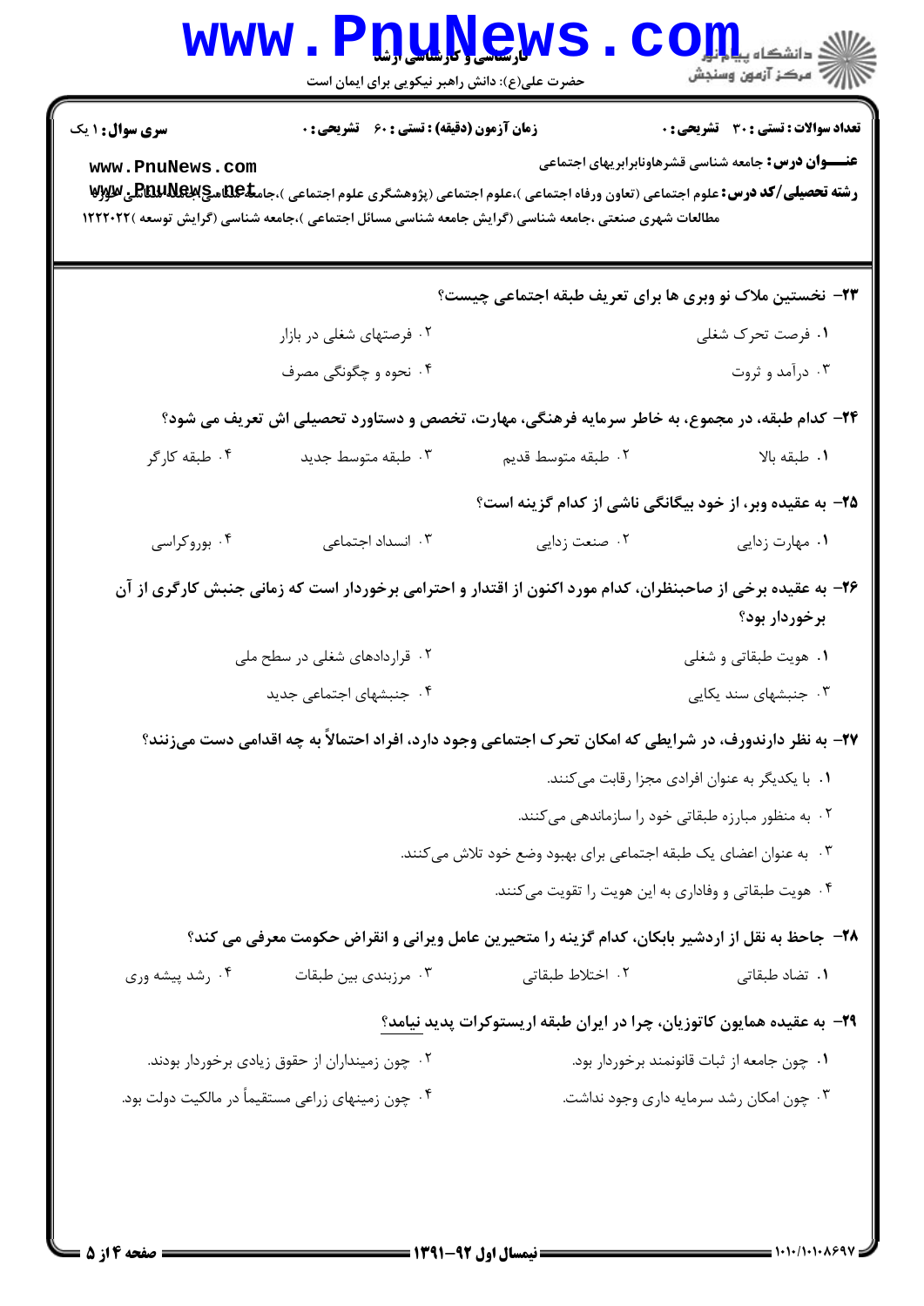**سری سؤال:** ۱ یک

**زمان آزمون (دقیقه) : تستی :** ۶۰ **تشریحی :** ۰

**تعداد سوالات : تستی :** ۳۰ **تشریحی :** ۰

**عنـــوان درس:** جامعه شناسی قشرهاونابرابریهای اجتماعی

**رشته تحصیلی/کد درس:** علوم اجتماعی (تعاون ورفاه اجتماعی )،علوم اجتماعی (پژوهشگری علوم اجتماعی )،جامعه شناسی (چندبخشی)، مطالعات شهری صنعتی ،جامعه شناسی (گرایش جامعه شناسی مسائل اجتماعی )،جامعه شناسی (گرایش توسعه )۱۲۲۲۰۲۲

---

**۲۳- نخستین ملاک نو وبری ها برای تعریف طبقه اجتماعی چیست؟**

۱. فرصت تحرک شغلی

۲. فرصتهای شغلی در بازار

۳. درآمد و ثروت

۴. نحوه و چگونگی مصرف

**۲۴- کدام طبقه، در مجموع، به خاطر سرمایه فرهنگی، مهارت، تخصص و دستاورد تحصیلی اش تعریف می شود؟**

۱. طبقه بالا

۲. طبقه متوسط قدیم

۳. طبقه متوسط جدید

۴. طبقه کارگر

**۲۵- به عقیده وبر، از خود بیگانگی ناشی از کدام گزینه است؟**

۱. مهارت زدایی

۲. صنعت زدایی

۳. انسداد اجتماعی

۴. بوروکراسی

**۲۶- به عقیده برخی از صاحبنظران، کدام مورد اکنون از اقتدار و احترامی برخوردار است که زمانی جنبش کارگری از آن برخوردار بود؟**

۱. هویت طبقاتی و شغلی

۲. قراردادهای شغلی در سطح ملی

۳. جنبشهای سند یکایی

۴. جنبشهای اجتماعی جدید

**۲۷- به نظر دارندورف، در شرایطی که امکان تحرک اجتماعی وجود دارد، افراد احتمالاً به چه اقدامی دست میزنند؟**

۱. با یکدیگر به عنوان افرادی مجزا رقابت میکنند.

۲. به منظور مبارزه طبقاتی خود را سازماندهی میکنند.

۳. به عنوان اعضای یک طبقه اجتماعی برای بهبود وضع خود تلاش میکنند.

۴. هویت طبقاتی و وفاداری به این هویت را تقویت میکنند.

**۲۸- جاحظ به نقل از اردشیر بابکان، کدام گزینه را متحیرین عامل ویرانی و انقراض حکومت معرفی می کند؟**

۱. تضاد طبقاتی

۲. اختلاط طبقاتی

۳. مرزبندی بین طبقات

۴. رشد پیشه وری

**۲۹- به عقیده همایون کاتوزیان، چرا در ایران طبقه اریستوکرات پدید نیامد؟**

۱. چون جامعه از ثبات قانونمند برخوردار بود.

۲. چون زمینداران از حقوق زیادی برخوردار بودند.

۳. چون امکان رشد سرمایه داری وجود نداشت.

۴. چون زمینهای زراعی مستقیماً در مالکیت دولت بود.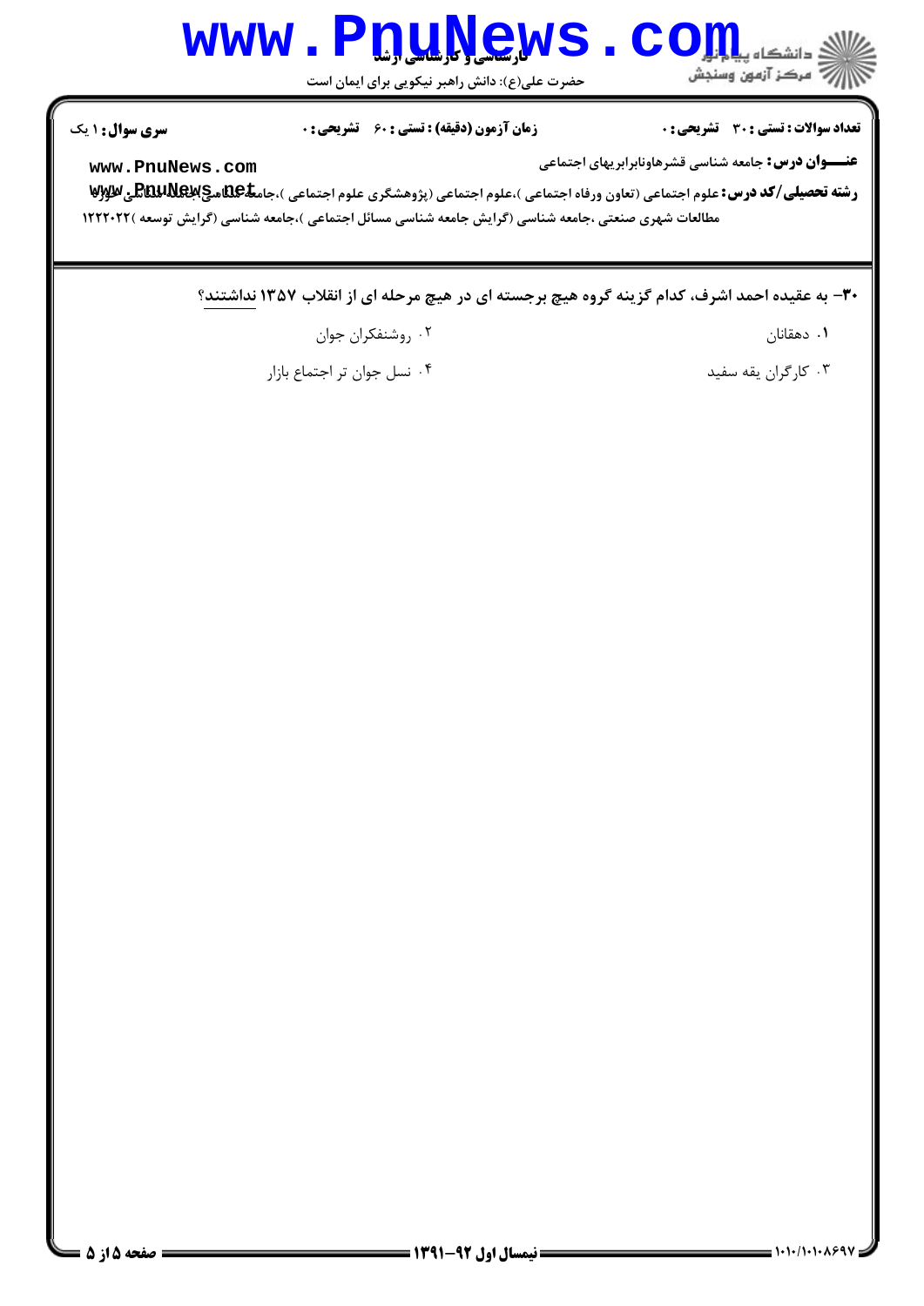**تعداد سوالات : تستی : ۳۰ تشریحی : ۰** | **زمان آزمون (دقیقه) : تستی : ۶۰ تشریحی : ۰** | **سری سوال : ۱ یک**

**عنـــوان درس:** جامعه شناسی قشرهاونابرابریهای اجتماعی

**رشته تحصیلی/کد درس:** علوم اجتماعی (تعاون ورفاه اجتماعی )،علوم اجتماعی (پژوهشگری علوم اجتماعی )،جامعه شناسی (جامعه شناسی انقلاب)،جامعه شناسی گرایش مطالعات شهری صنعتی ،جامعه شناسی (گرایش جامعه شناسی مسائل اجتماعی )،جامعه شناسی (گرایش توسعه )۱۲۲۲۰۲۲

**۳۰- به عقیده احمد اشرف، کدام گزینه گروه هیچ برجسته ای در هیچ مرحله ای از انقلاب ۱۳۵۷ نداشتند؟**

۱. دهقانان

۲. روشنفکران جوان

۳. کارگران یقه سفید

۴. نسل جوان تر اجتماع بازار